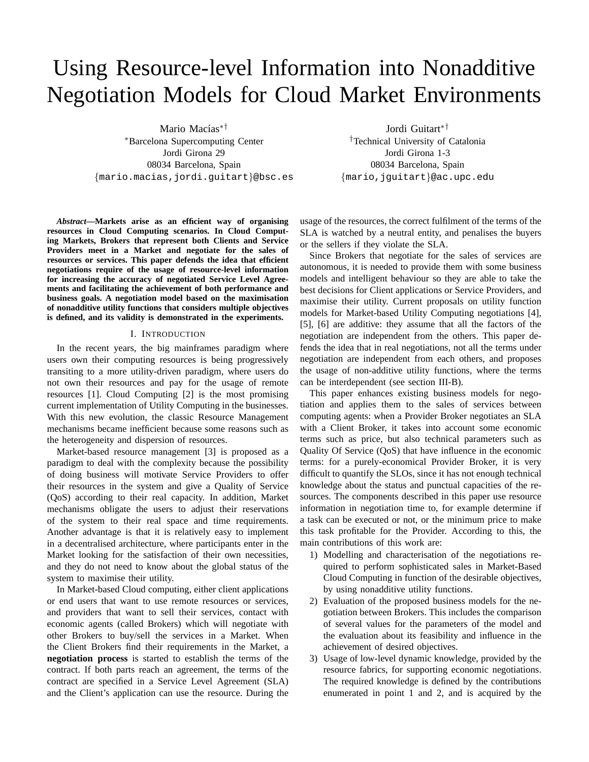# Using Resource-level Information into Nonadditive Negotiation Models for Cloud Market Environments

Mario Macías[*†]
[*]Barcelona Supercomputing Center
Jordi Girona 29
08034 Barcelona, Spain
{mario.macias,jordi.guitart}@bsc.es

Jordi Guitart[*†]
[†]Technical University of Catalonia
Jordi Girona 1-3
08034 Barcelona, Spain
{mario,jguitart}@ac.upc.edu

***Abstract*—Markets arise as an efficient way of organising resources in Cloud Computing scenarios. In Cloud Computing Markets, Brokers that represent both Clients and Service Providers meet in a Market and negotiate for the sales of resources or services. This paper defends the idea that efficient negotiations require of the usage of resource-level information for increasing the accuracy of negotiated Service Level Agreements and facilitating the achievement of both performance and business goals. A negotiation model based on the maximisation of nonadditive utility functions that considers multiple objectives is defined, and its validity is demonstrated in the experiments.**

## I. Introduction

In the recent years, the big mainframes paradigm where users own their computing resources is being progressively transiting to a more utility-driven paradigm, where users do not own their resources and pay for the usage of remote resources [1]. Cloud Computing [2] is the most promising current implementation of Utility Computing in the businesses. With this new evolution, the classic Resource Management mechanisms became inefficient because some reasons such as the heterogeneity and dispersion of resources.

Market-based resource management [3] is proposed as a paradigm to deal with the complexity because the possibility of doing business will motivate Service Providers to offer their resources in the system and give a Quality of Service (QoS) according to their real capacity. In addition, Market mechanisms obligate the users to adjust their reservations of the system to their real space and time requirements. Another advantage is that it is relatively easy to implement in a decentralised architecture, where participants enter in the Market looking for the satisfaction of their own necessities, and they do not need to know about the global status of the system to maximise their utility.

In Market-based Cloud computing, either client applications or end users that want to use remote resources or services, and providers that want to sell their services, contact with economic agents (called Brokers) which will negotiate with other Brokers to buy/sell the services in a Market. When the Client Brokers find their requirements in the Market, a **negotiation process** is started to establish the terms of the contract. If both parts reach an agreement, the terms of the contract are specified in a Service Level Agreement (SLA) and the Client's application can use the resource. During the usage of the resources, the correct fulfilment of the terms of the SLA is watched by a neutral entity, and penalises the buyers or the sellers if they violate the SLA.

Since Brokers that negotiate for the sales of services are autonomous, it is needed to provide them with some business models and intelligent behaviour so they are able to take the best decisions for Client applications or Service Providers, and maximise their utility. Current proposals on utility function models for Market-based Utility Computing negotiations [4], [5], [6] are additive: they assume that all the factors of the negotiation are independent from the others. This paper defends the idea that in real negotiations, not all the terms under negotiation are independent from each others, and proposes the usage of non-additive utility functions, where the terms can be interdependent (see section III-B).

This paper enhances existing business models for negotiation and applies them to the sales of services between computing agents: when a Provider Broker negotiates an SLA with a Client Broker, it takes into account some economic terms such as price, but also technical parameters such as Quality Of Service (QoS) that have influence in the economic terms: for a purely-economical Provider Broker, it is very difficult to quantify the SLOs, since it has not enough technical knowledge about the status and punctual capacities of the resources. The components described in this paper use resource information in negotiation time to, for example determine if a task can be executed or not, or the minimum price to make this task profitable for the Provider. According to this, the main contributions of this work are:

1) Modelling and characterisation of the negotiations required to perform sophisticated sales in Market-Based Cloud Computing in function of the desirable objectives, by using nonadditive utility functions.
2) Evaluation of the proposed business models for the negotiation between Brokers. This includes the comparison of several values for the parameters of the model and the evaluation about its feasibility and influence in the achievement of desired objectives.
3) Usage of low-level dynamic knowledge, provided by the resource fabrics, for supporting economic negotiations. The required knowledge is defined by the contributions enumerated in point 1 and 2, and is acquired by the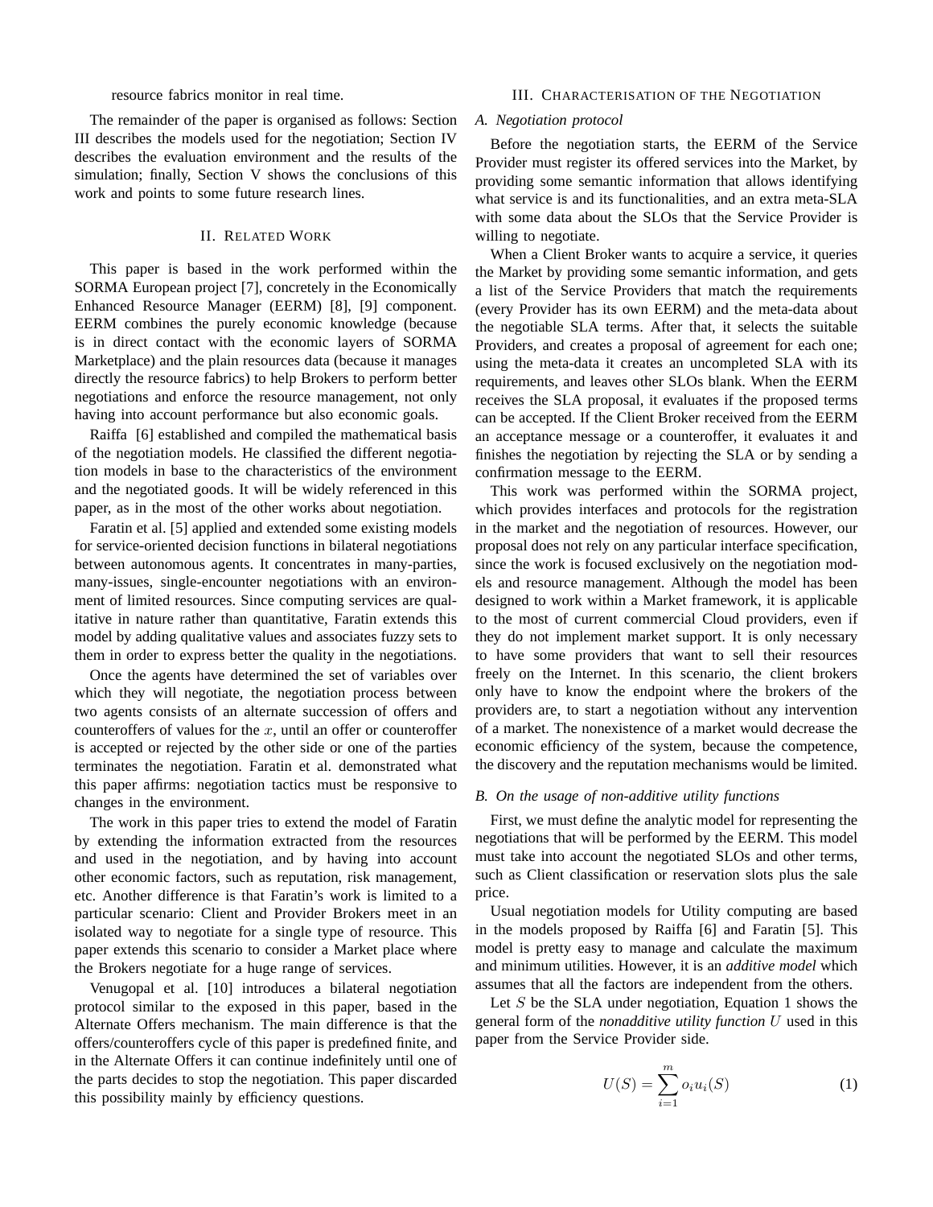resource fabrics monitor in real time.

The remainder of the paper is organised as follows: Section III describes the models used for the negotiation; Section IV describes the evaluation environment and the results of the simulation; finally, Section V shows the conclusions of this work and points to some future research lines.

## II. Related Work

This paper is based in the work performed within the SORMA European project [7], concretely in the Economically Enhanced Resource Manager (EERM) [8], [9] component. EERM combines the purely economic knowledge (because is in direct contact with the economic layers of SORMA Marketplace) and the plain resources data (because it manages directly the resource fabrics) to help Brokers to perform better negotiations and enforce the resource management, not only having into account performance but also economic goals.

Raiffa [6] established and compiled the mathematical basis of the negotiation models. He classified the different negotiation models in base to the characteristics of the environment and the negotiated goods. It will be widely referenced in this paper, as in the most of the other works about negotiation.

Faratin et al. [5] applied and extended some existing models for service-oriented decision functions in bilateral negotiations between autonomous agents. It concentrates in many-parties, many-issues, single-encounter negotiations with an environment of limited resources. Since computing services are qualitative in nature rather than quantitative, Faratin extends this model by adding qualitative values and associates fuzzy sets to them in order to express better the quality in the negotiations.

Once the agents have determined the set of variables over which they will negotiate, the negotiation process between two agents consists of an alternate succession of offers and counteroffers of values for the $x$, until an offer or counteroffer is accepted or rejected by the other side or one of the parties terminates the negotiation. Faratin et al. demonstrated what this paper affirms: negotiation tactics must be responsive to changes in the environment.

The work in this paper tries to extend the model of Faratin by extending the information extracted from the resources and used in the negotiation, and by having into account other economic factors, such as reputation, risk management, etc. Another difference is that Faratin's work is limited to a particular scenario: Client and Provider Brokers meet in an isolated way to negotiate for a single type of resource. This paper extends this scenario to consider a Market place where the Brokers negotiate for a huge range of services.

Venugopal et al. [10] introduces a bilateral negotiation protocol similar to the exposed in this paper, based in the Alternate Offers mechanism. The main difference is that the offers/counteroffers cycle of this paper is predefined finite, and in the Alternate Offers it can continue indefinitely until one of the parts decides to stop the negotiation. This paper discarded this possibility mainly by efficiency questions.

## III. Characterisation of the Negotiation

### A. Negotiation protocol

Before the negotiation starts, the EERM of the Service Provider must register its offered services into the Market, by providing some semantic information that allows identifying what service is and its functionalities, and an extra meta-SLA with some data about the SLOs that the Service Provider is willing to negotiate.

When a Client Broker wants to acquire a service, it queries the Market by providing some semantic information, and gets a list of the Service Providers that match the requirements (every Provider has its own EERM) and the meta-data about the negotiable SLA terms. After that, it selects the suitable Providers, and creates a proposal of agreement for each one; using the meta-data it creates an uncompleted SLA with its requirements, and leaves other SLOs blank. When the EERM receives the SLA proposal, it evaluates if the proposed terms can be accepted. If the Client Broker received from the EERM an acceptance message or a counteroffer, it evaluates it and finishes the negotiation by rejecting the SLA or by sending a confirmation message to the EERM.

This work was performed within the SORMA project, which provides interfaces and protocols for the registration in the market and the negotiation of resources. However, our proposal does not rely on any particular interface specification, since the work is focused exclusively on the negotiation models and resource management. Although the model has been designed to work within a Market framework, it is applicable to the most of current commercial Cloud providers, even if they do not implement market support. It is only necessary to have some providers that want to sell their resources freely on the Internet. In this scenario, the client brokers only have to know the endpoint where the brokers of the providers are, to start a negotiation without any intervention of a market. The nonexistence of a market would decrease the economic efficiency of the system, because the competence, the discovery and the reputation mechanisms would be limited.

### B. On the usage of non-additive utility functions

First, we must define the analytic model for representing the negotiations that will be performed by the EERM. This model must take into account the negotiated SLOs and other terms, such as Client classification or reservation slots plus the sale price.

Usual negotiation models for Utility computing are based in the models proposed by Raiffa [6] and Faratin [5]. This model is pretty easy to manage and calculate the maximum and minimum utilities. However, it is an *additive model* which assumes that all the factors are independent from the others.

Let $S$ be the SLA under negotiation, Equation 1 shows the general form of the *nonadditive utility function* $U$ used in this paper from the Service Provider side.

$$U(S) = \sum_{i=1}^{m} o_i u_i(S) \tag{1}$$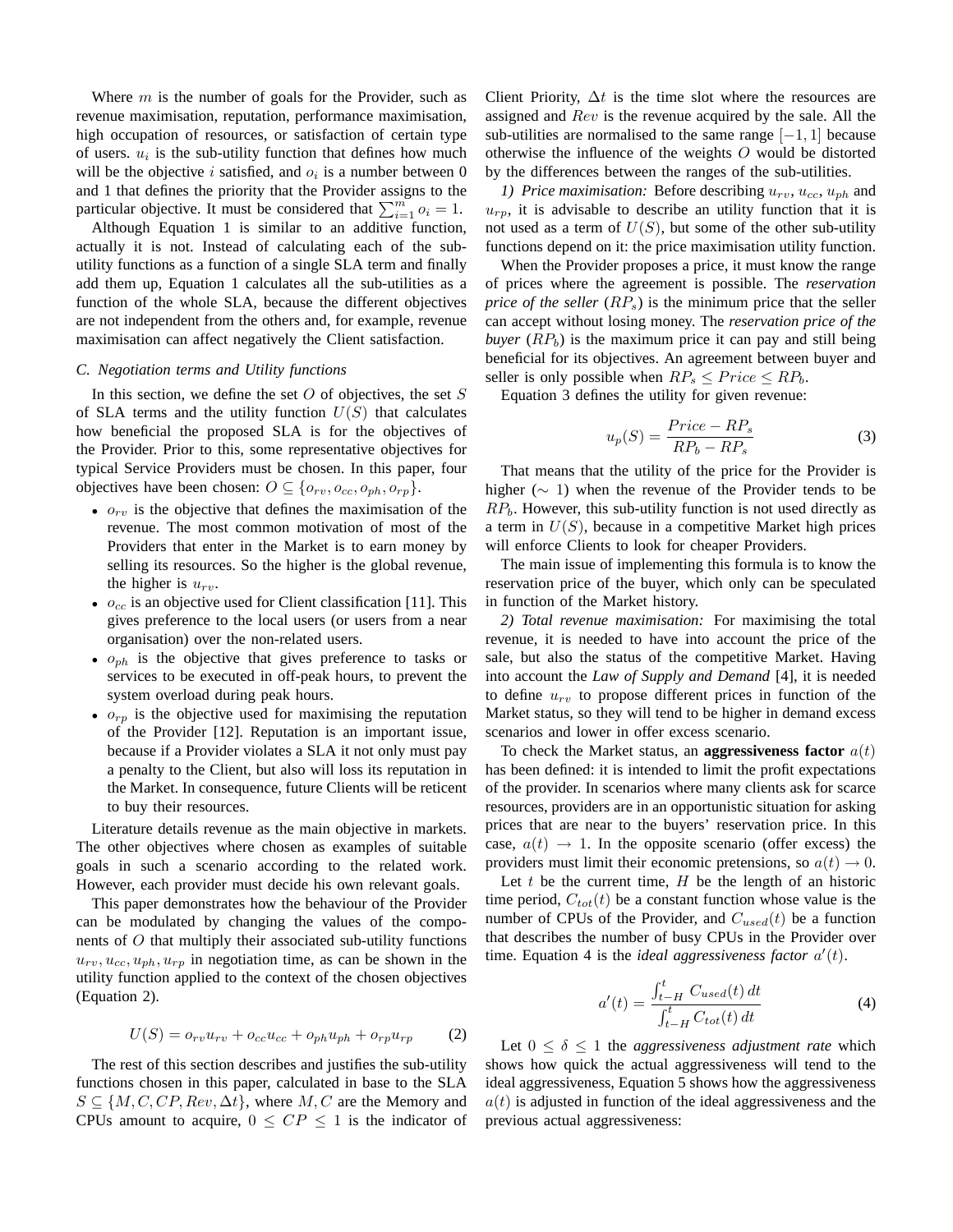Where $m$ is the number of goals for the Provider, such as revenue maximisation, reputation, performance maximisation, high occupation of resources, or satisfaction of certain type of users. $u_i$ is the sub-utility function that defines how much will be the objective $i$ satisfied, and $o_i$ is a number between 0 and 1 that defines the priority that the Provider assigns to the particular objective. It must be considered that $\sum_{i=1}^{m} o_i = 1$.

Although Equation 1 is similar to an additive function, actually it is not. Instead of calculating each of the sub-utility functions as a function of a single SLA term and finally add them up, Equation 1 calculates all the sub-utilities as a function of the whole SLA, because the different objectives are not independent from the others and, for example, revenue maximisation can affect negatively the Client satisfaction.

### C. Negotiation terms and Utility functions

In this section, we define the set $O$ of objectives, the set $S$ of SLA terms and the utility function $U(S)$ that calculates how beneficial the proposed SLA is for the objectives of the Provider. Prior to this, some representative objectives for typical Service Providers must be chosen. In this paper, four objectives have been chosen: $O \subseteq \{o_{rv}, o_{cc}, o_{ph}, o_{rp}\}$.

- $o_{rv}$ is the objective that defines the maximisation of the revenue. The most common motivation of most of the Providers that enter in the Market is to earn money by selling its resources. So the higher is the global revenue, the higher is $u_{rv}$.
- $o_{cc}$ is an objective used for Client classification [11]. This gives preference to the local users (or users from a near organisation) over the non-related users.
- $o_{ph}$ is the objective that gives preference to tasks or services to be executed in off-peak hours, to prevent the system overload during peak hours.
- $o_{rp}$ is the objective used for maximising the reputation of the Provider [12]. Reputation is an important issue, because if a Provider violates a SLA it not only must pay a penalty to the Client, but also will loss its reputation in the Market. In consequence, future Clients will be reticent to buy their resources.

Literature details revenue as the main objective in markets. The other objectives where chosen as examples of suitable goals in such a scenario according to the related work. However, each provider must decide his own relevant goals.

This paper demonstrates how the behaviour of the Provider can be modulated by changing the values of the components of $O$ that multiply their associated sub-utility functions $u_{rv}, u_{cc}, u_{ph}, u_{rp}$ in negotiation time, as can be shown in the utility function applied to the context of the chosen objectives (Equation 2).

$$U(S) = o_{rv}u_{rv} + o_{cc}u_{cc} + o_{ph}u_{ph} + o_{rp}u_{rp} \tag{2}$$

The rest of this section describes and justifies the sub-utility functions chosen in this paper, calculated in base to the SLA $S \subseteq \{M, C, CP, Rev, \Delta t\}$, where $M, C$ are the Memory and CPUs amount to acquire, $0 \leq CP \leq 1$ is the indicator of Client Priority, $\Delta t$ is the time slot where the resources are assigned and $Rev$ is the revenue acquired by the sale. All the sub-utilities are normalised to the same range $[-1, 1]$ because otherwise the influence of the weights $O$ would be distorted by the differences between the ranges of the sub-utilities.

*1) Price maximisation:* Before describing $u_{rv}$, $u_{cc}$, $u_{ph}$ and $u_{rp}$, it is advisable to describe an utility function that it is not used as a term of $U(S)$, but some of the other sub-utility functions depend on it: the price maximisation utility function.

When the Provider proposes a price, it must know the range of prices where the agreement is possible. The ***reservation price of the seller*** ($RP_s$) is the minimum price that the seller can accept without losing money. The ***reservation price of the buyer*** ($RP_b$) is the maximum price it can pay and still being beneficial for its objectives. An agreement between buyer and seller is only possible when $RP_s \leq Price \leq RP_b$.

Equation 3 defines the utility for given revenue:

$$u_p(S) = \frac{Price - RP_s}{RP_b - RP_s} \tag{3}$$

That means that the utility of the price for the Provider is higher ($\sim 1$) when the revenue of the Provider tends to be $RP_b$. However, this sub-utility function is not used directly as a term in $U(S)$, because in a competitive Market high prices will enforce Clients to look for cheaper Providers.

The main issue of implementing this formula is to know the reservation price of the buyer, which only can be speculated in function of the Market history.

*2) Total revenue maximisation:* For maximising the total revenue, it is needed to have into account the price of the sale, but also the status of the competitive Market. Having into account the *Law of Supply and Demand* [4], it is needed to define $u_{rv}$ to propose different prices in function of the Market status, so they will tend to be higher in demand excess scenarios and lower in offer excess scenario.

To check the Market status, an **aggressiveness factor** $a(t)$ has been defined: it is intended to limit the profit expectations of the provider. In scenarios where many clients ask for scarce resources, providers are in an opportunistic situation for asking prices that are near to the buyers' reservation price. In this case, $a(t) \to 1$. In the opposite scenario (offer excess) the providers must limit their economic pretensions, so $a(t) \to 0$.

Let $t$ be the current time, $H$ be the length of an historic time period, $C_{tot}(t)$ be a constant function whose value is the number of CPUs of the Provider, and $C_{used}(t)$ be a function that describes the number of busy CPUs in the Provider over time. Equation 4 is the *ideal aggressiveness factor* $a'(t)$.

$$a'(t) = \frac{\int_{t-H}^{t} C_{used}(t)\, dt}{\int_{t-H}^{t} C_{tot}(t)\, dt} \tag{4}$$

Let $0 \leq \delta \leq 1$ the *aggressiveness adjustment rate* which shows how quick the actual aggressiveness will tend to the ideal aggressiveness, Equation 5 shows how the aggressiveness $a(t)$ is adjusted in function of the ideal aggressiveness and the previous actual aggressiveness: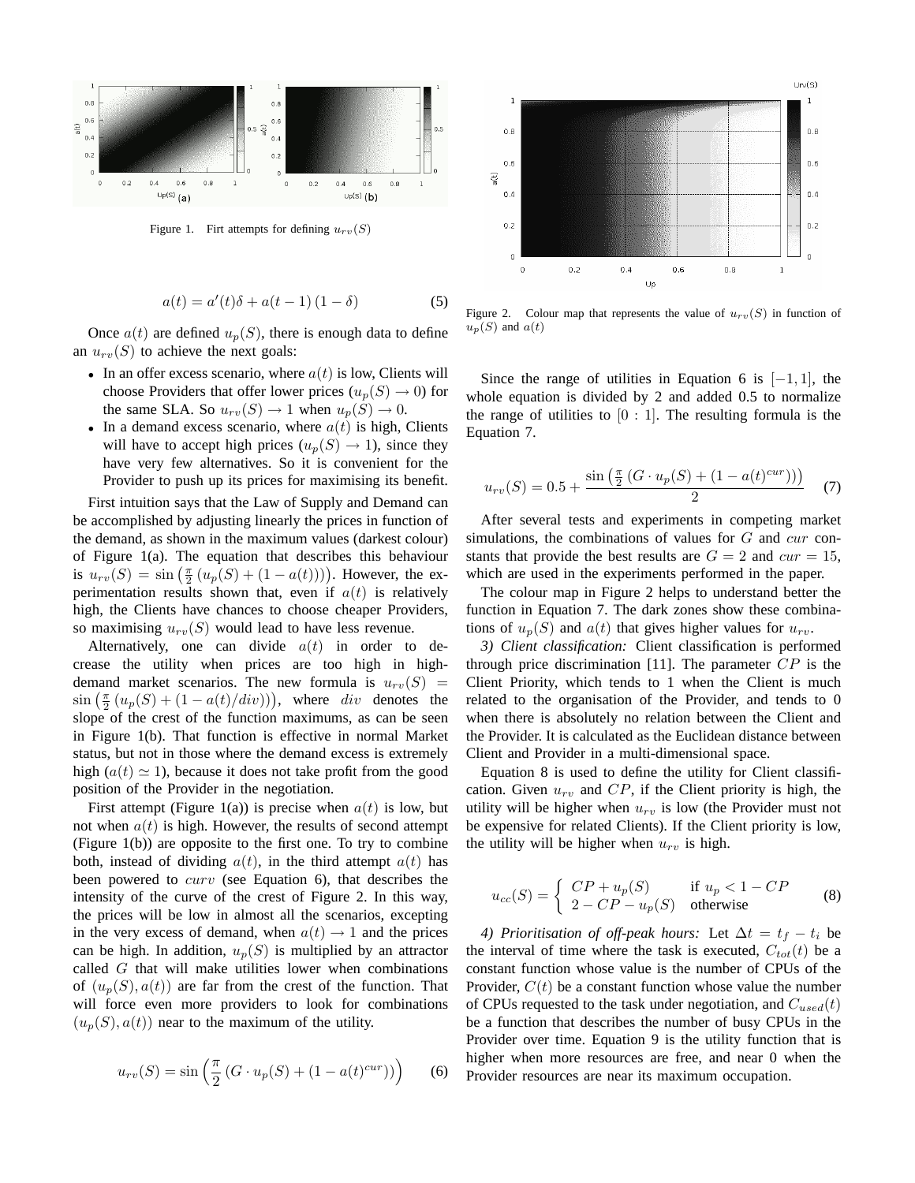Figure 1. Firt attempts for defining $u_{rv}(S)$

$$a(t) = a'(t)\delta + a(t-1)(1-\delta) \tag{5}$$

Once $a(t)$ are defined $u_p(S)$, there is enough data to define an $u_{rv}(S)$ to achieve the next goals:

- In an offer excess scenario, where $a(t)$ is low, Clients will choose Providers that offer lower prices ($u_p(S) \to 0$) for the same SLA. So $u_{rv}(S) \to 1$ when $u_p(S) \to 0$.
- In a demand excess scenario, where $a(t)$ is high, Clients will have to accept high prices ($u_p(S) \to 1$), since they have very few alternatives. So it is convenient for the Provider to push up its prices for maximising its benefit.

First intuition says that the Law of Supply and Demand can be accomplished by adjusting linearly the prices in function of the demand, as shown in the maximum values (darkest colour) of Figure 1(a). The equation that describes this behaviour is $u_{rv}(S) = \sin\left(\frac{\pi}{2}\left(u_p(S) + (1 - a(t))\right)\right)$. However, the experimentation results shown that, even if $a(t)$ is relatively high, the Clients have chances to choose cheaper Providers, so maximising $u_{rv}(S)$ would lead to have less revenue.

Alternatively, one can divide $a(t)$ in order to decrease the utility when prices are too high in high-demand market scenarios. The new formula is $u_{rv}(S) = \sin\left(\frac{\pi}{2}\left(u_p(S) + (1 - a(t)/div)\right)\right)$, where $div$ denotes the slope of the crest of the function maximums, as can be seen in Figure 1(b). That function is effective in normal Market status, but not in those where the demand excess is extremely high ($a(t) \simeq 1$), because it does not take profit from the good position of the Provider in the negotiation.

First attempt (Figure 1(a)) is precise when $a(t)$ is low, but not when $a(t)$ is high. However, the results of second attempt (Figure 1(b)) are opposite to the first one. To try to combine both, instead of dividing $a(t)$, in the third attempt $a(t)$ has been powered to $curv$ (see Equation 6), that describes the intensity of the curve of the crest of Figure 2. In this way, the prices will be low in almost all the scenarios, excepting in the very excess of demand, when $a(t) \to 1$ and the prices can be high. In addition, $u_p(S)$ is multiplied by an attractor called $G$ that will make utilities lower when combinations of $(u_p(S), a(t))$ are far from the crest of the function. That will force even more providers to look for combinations $(u_p(S), a(t))$ near to the maximum of the utility.

$$u_{rv}(S) = \sin\left(\frac{\pi}{2}\left(G \cdot u_p(S) + (1 - a(t)^{cur})\right)\right) \tag{6}$$

Figure 2. Colour map that represents the value of $u_{rv}(S)$ in function of $u_p(S)$ and $a(t)$

Since the range of utilities in Equation 6 is $[-1, 1]$, the whole equation is divided by 2 and added 0.5 to normalize the range of utilities to $[0 : 1]$. The resulting formula is the Equation 7.

$$u_{rv}(S) = 0.5 + \frac{\sin\left(\frac{\pi}{2}\left(G \cdot u_p(S) + (1 - a(t)^{cur})\right)\right)}{2} \tag{7}$$

After several tests and experiments in competing market simulations, the combinations of values for $G$ and $cur$ constants that provide the best results are $G = 2$ and $cur = 15$, which are used in the experiments performed in the paper.

The colour map in Figure 2 helps to understand better the function in Equation 7. The dark zones show these combinations of $u_p(S)$ and $a(t)$ that gives higher values for $u_{rv}$.

*3) Client classification:* Client classification is performed through price discrimination [11]. The parameter $CP$ is the Client Priority, which tends to 1 when the Client is much related to the organisation of the Provider, and tends to 0 when there is absolutely no relation between the Client and the Provider. It is calculated as the Euclidean distance between Client and Provider in a multi-dimensional space.

Equation 8 is used to define the utility for Client classification. Given $u_{rv}$ and $CP$, if the Client priority is high, the utility will be higher when $u_{rv}$ is low (the Provider must not be expensive for related Clients). If the Client priority is low, the utility will be higher when $u_{rv}$ is high.

$$u_{cc}(S) = \begin{cases} CP + u_p(S) & \text{if } u_p < 1 - CP \\ 2 - CP - u_p(S) & \text{otherwise} \end{cases} \tag{8}$$

*4) Prioritisation of off-peak hours:* Let $\Delta t = t_f - t_i$ be the interval of time where the task is executed, $C_{tot}(t)$ be a constant function whose value is the number of CPUs of the Provider, $C(t)$ be a constant function whose value the number of CPUs requested to the task under negotiation, and $C_{used}(t)$ be a function that describes the number of busy CPUs in the Provider over time. Equation 9 is the utility function that is higher when more resources are free, and near 0 when the Provider resources are near its maximum occupation.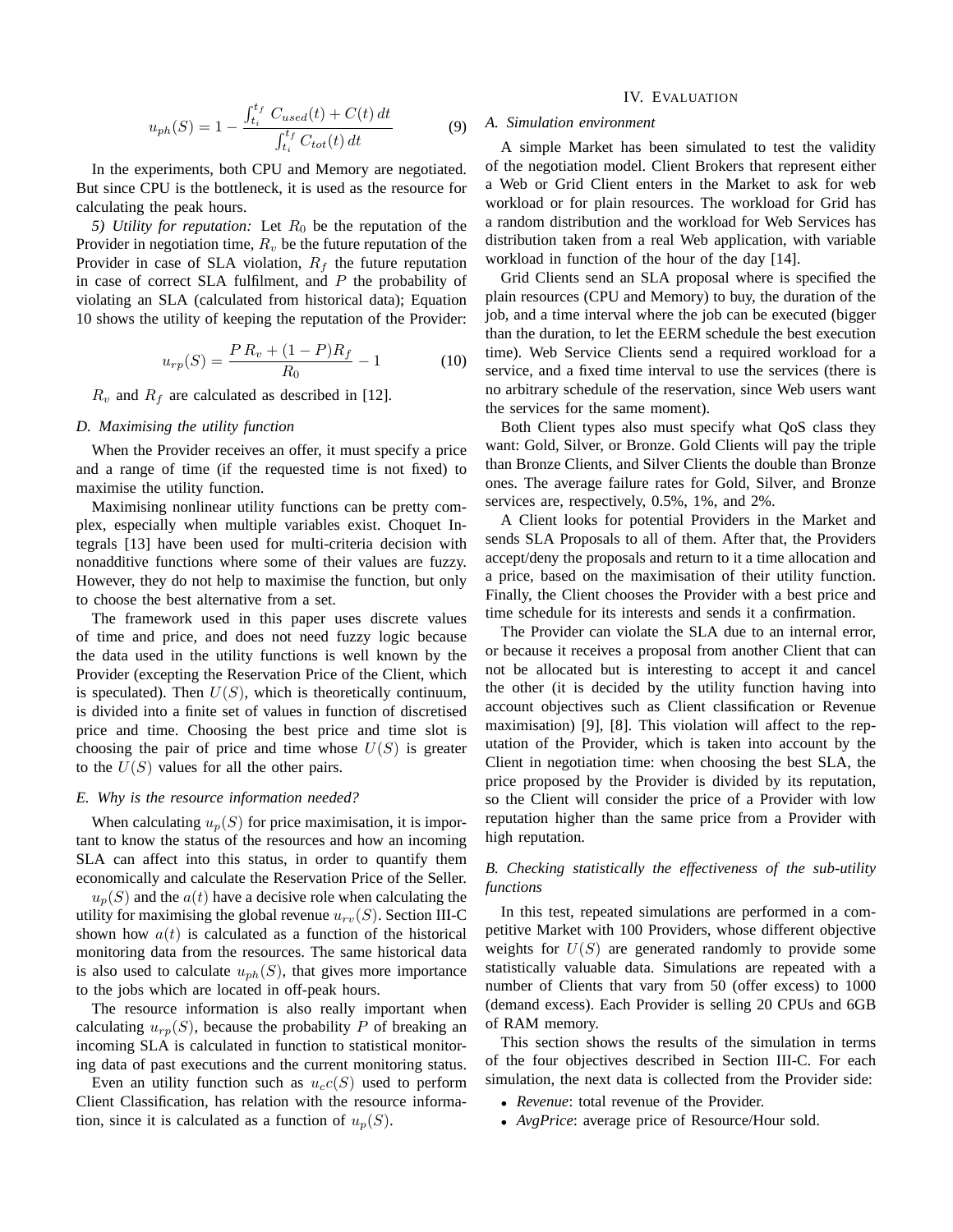$$u_{ph}(S) = 1 - \frac{\int_{t_i}^{t_f} C_{used}(t) + C(t)\, dt}{\int_{t_i}^{t_f} C_{tot}(t)\, dt} \tag{9}$$

In the experiments, both CPU and Memory are negotiated. But since CPU is the bottleneck, it is used as the resource for calculating the peak hours.

*5) Utility for reputation:* Let $R_0$ be the reputation of the Provider in negotiation time, $R_v$ be the future reputation of the Provider in case of SLA violation, $R_f$ the future reputation in case of correct SLA fulfilment, and $P$ the probability of violating an SLA (calculated from historical data); Equation 10 shows the utility of keeping the reputation of the Provider:

$$u_{rp}(S) = \frac{P\, R_v + (1-P)R_f}{R_0} - 1 \tag{10}$$

$R_v$ and $R_f$ are calculated as described in [12].

### D. Maximising the utility function

When the Provider receives an offer, it must specify a price and a range of time (if the requested time is not fixed) to maximise the utility function.

Maximising nonlinear utility functions can be pretty complex, especially when multiple variables exist. Choquet Integrals [13] have been used for multi-criteria decision with nonadditive functions where some of their values are fuzzy. However, they do not help to maximise the function, but only to choose the best alternative from a set.

The framework used in this paper uses discrete values of time and price, and does not need fuzzy logic because the data used in the utility functions is well known by the Provider (excepting the Reservation Price of the Client, which is speculated). Then $U(S)$, which is theoretically continuum, is divided into a finite set of values in function of discretised price and time. Choosing the best price and time slot is choosing the pair of price and time whose $U(S)$ is greater to the $U(S)$ values for all the other pairs.

### E. Why is the resource information needed?

When calculating $u_p(S)$ for price maximisation, it is important to know the status of the resources and how an incoming SLA can affect into this status, in order to quantify them economically and calculate the Reservation Price of the Seller.

$u_p(S)$ and the $a(t)$ have a decisive role when calculating the utility for maximising the global revenue $u_{rv}(S)$. Section III-C shown how $a(t)$ is calculated as a function of the historical monitoring data from the resources. The same historical data is also used to calculate $u_{ph}(S)$, that gives more importance to the jobs which are located in off-peak hours.

The resource information is also really important when calculating $u_{rp}(S)$, because the probability $P$ of breaking an incoming SLA is calculated in function to statistical monitoring data of past executions and the current monitoring status.

Even an utility function such as $u_cc(S)$ used to perform Client Classification, has relation with the resource information, since it is calculated as a function of $u_p(S)$.

## IV. Evaluation

### A. Simulation environment

A simple Market has been simulated to test the validity of the negotiation model. Client Brokers that represent either a Web or Grid Client enters in the Market to ask for web workload or for plain resources. The workload for Grid has a random distribution and the workload for Web Services has distribution taken from a real Web application, with variable workload in function of the hour of the day [14].

Grid Clients send an SLA proposal where is specified the plain resources (CPU and Memory) to buy, the duration of the job, and a time interval where the job can be executed (bigger than the duration, to let the EERM schedule the best execution time). Web Service Clients send a required workload for a service, and a fixed time interval to use the services (there is no arbitrary schedule of the reservation, since Web users want the services for the same moment).

Both Client types also must specify what QoS class they want: Gold, Silver, or Bronze. Gold Clients will pay the triple than Bronze Clients, and Silver Clients the double than Bronze ones. The average failure rates for Gold, Silver, and Bronze services are, respectively, 0.5%, 1%, and 2%.

A Client looks for potential Providers in the Market and sends SLA Proposals to all of them. After that, the Providers accept/deny the proposals and return to it a time allocation and a price, based on the maximisation of their utility function. Finally, the Client chooses the Provider with a best price and time schedule for its interests and sends it a confirmation.

The Provider can violate the SLA due to an internal error, or because it receives a proposal from another Client that can not be allocated but is interesting to accept it and cancel the other (it is decided by the utility function having into account objectives such as Client classification or Revenue maximisation) [9], [8]. This violation will affect to the reputation of the Provider, which is taken into account by the Client in negotiation time: when choosing the best SLA, the price proposed by the Provider is divided by its reputation, so the Client will consider the price of a Provider with low reputation higher than the same price from a Provider with high reputation.

### B. Checking statistically the effectiveness of the sub-utility functions

In this test, repeated simulations are performed in a competitive Market with 100 Providers, whose different objective weights for $U(S)$ are generated randomly to provide some statistically valuable data. Simulations are repeated with a number of Clients that vary from 50 (offer excess) to 1000 (demand excess). Each Provider is selling 20 CPUs and 6GB of RAM memory.

This section shows the results of the simulation in terms of the four objectives described in Section III-C. For each simulation, the next data is collected from the Provider side:

- *Revenue*: total revenue of the Provider.
- *AvgPrice*: average price of Resource/Hour sold.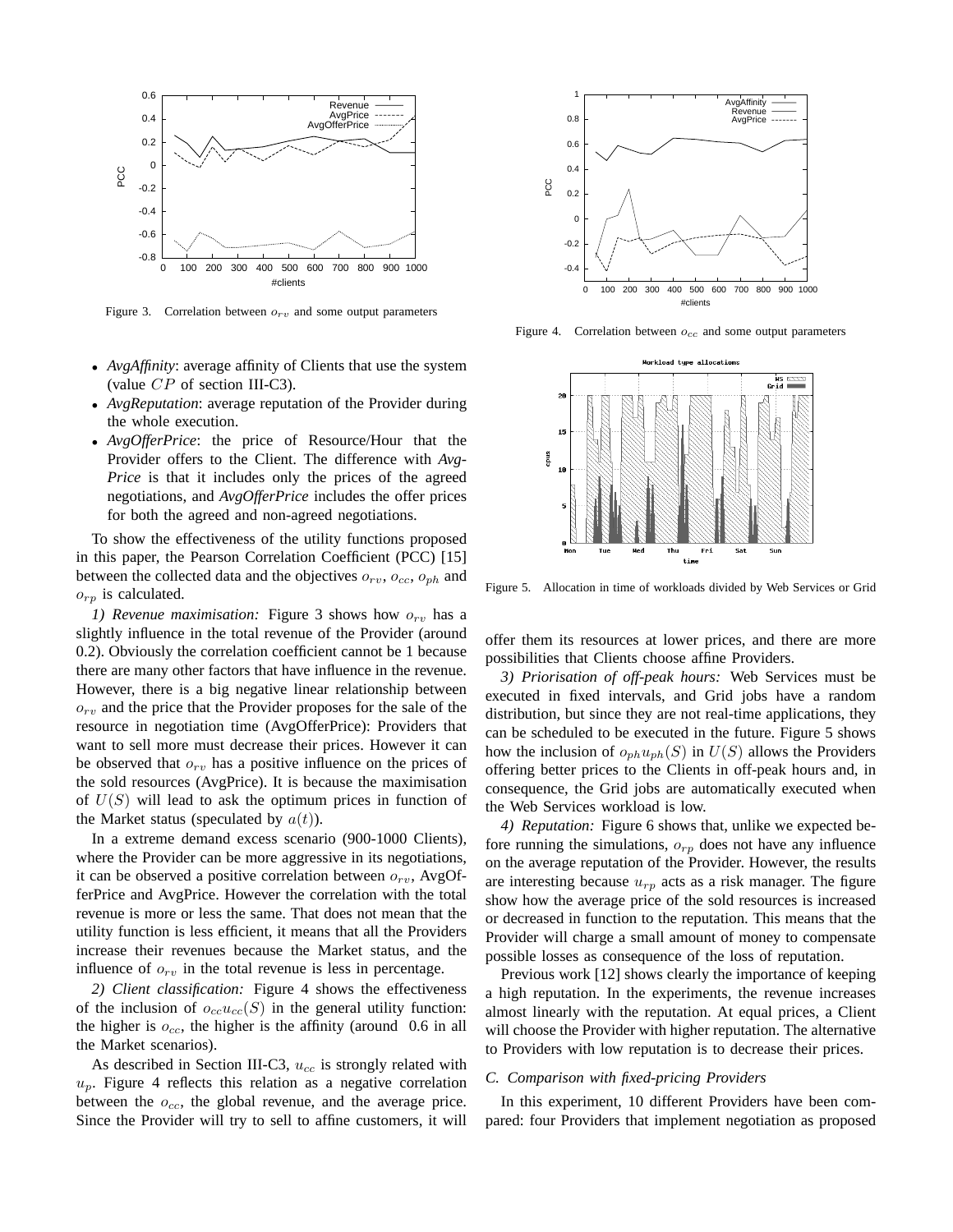Figure 3. Correlation between $o_{rv}$ and some output parameters

Figure 4. Correlation between $o_{cc}$ and some output parameters

- *AvgAffinity*: average affinity of Clients that use the system (value $CP$ of section III-C3).
- *AvgReputation*: average reputation of the Provider during the whole execution.
- *AvgOfferPrice*: the price of Resource/Hour that the Provider offers to the Client. The difference with *AvgPrice* is that it includes only the prices of the agreed negotiations, and *AvgOfferPrice* includes the offer prices for both the agreed and non-agreed negotiations.

To show the effectiveness of the utility functions proposed in this paper, the Pearson Correlation Coefficient (PCC) [15] between the collected data and the objectives $o_{rv}$, $o_{cc}$, $o_{ph}$ and $o_{rp}$ is calculated.

*1) Revenue maximisation:* Figure 3 shows how $o_{rv}$ has a slightly influence in the total revenue of the Provider (around 0.2). Obviously the correlation coefficient cannot be 1 because there are many other factors that have influence in the revenue. However, there is a big negative linear relationship between $o_{rv}$ and the price that the Provider proposes for the sale of the resource in negotiation time (AvgOfferPrice): Providers that want to sell more must decrease their prices. However it can be observed that $o_{rv}$ has a positive influence on the prices of the sold resources (AvgPrice). It is because the maximisation of $U(S)$ will lead to ask the optimum prices in function of the Market status (speculated by $a(t)$).

In a extreme demand excess scenario (900-1000 Clients), where the Provider can be more aggressive in its negotiations, it can be observed a positive correlation between $o_{rv}$, AvgOfferPrice and AvgPrice. However the correlation with the total revenue is more or less the same. That does not mean that the utility function is less efficient, it means that all the Providers increase their revenues because the Market status, and the influence of $o_{rv}$ in the total revenue is less in percentage.

*2) Client classification:* Figure 4 shows the effectiveness of the inclusion of $o_{cc}u_{cc}(S)$ in the general utility function: the higher is $o_{cc}$, the higher is the affinity (around 0.6 in all the Market scenarios).

As described in Section III-C3, $u_{cc}$ is strongly related with $u_p$. Figure 4 reflects this relation as a negative correlation between the $o_{cc}$, the global revenue, and the average price. Since the Provider will try to sell to affine customers, it will offer them its resources at lower prices, and there are more possibilities that Clients choose affine Providers.

Figure 5. Allocation in time of workloads divided by Web Services or Grid

*3) Priorisation of off-peak hours:* Web Services must be executed in fixed intervals, and Grid jobs have a random distribution, but since they are not real-time applications, they can be scheduled to be executed in the future. Figure 5 shows how the inclusion of $o_{ph}u_{ph}(S)$ in $U(S)$ allows the Providers offering better prices to the Clients in off-peak hours and, in consequence, the Grid jobs are automatically executed when the Web Services workload is low.

*4) Reputation:* Figure 6 shows that, unlike we expected before running the simulations, $o_{rp}$ does not have any influence on the average reputation of the Provider. However, the results are interesting because $u_{rp}$ acts as a risk manager. The figure show how the average price of the sold resources is increased or decreased in function to the reputation. This means that the Provider will charge a small amount of money to compensate possible losses as consequence of the loss of reputation.

Previous work [12] shows clearly the importance of keeping a high reputation. In the experiments, the revenue increases almost linearly with the reputation. At equal prices, a Client will choose the Provider with higher reputation. The alternative to Providers with low reputation is to decrease their prices.

### C. Comparison with fixed-pricing Providers

In this experiment, 10 different Providers have been compared: four Providers that implement negotiation as proposed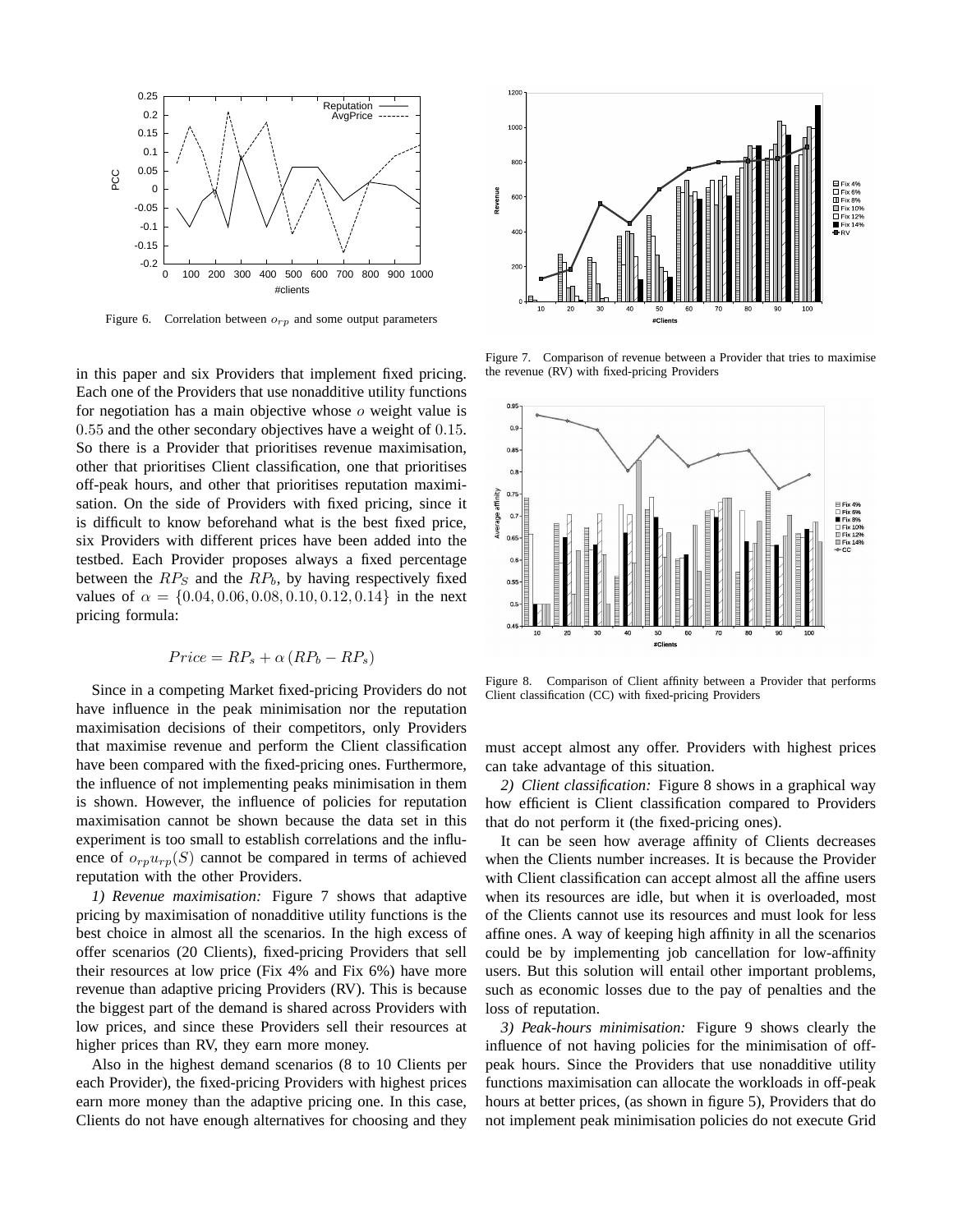Figure 6. Correlation between $o_{rp}$ and some output parameters

in this paper and six Providers that implement fixed pricing. Each one of the Providers that use nonadditive utility functions for negotiation has a main objective whose $o$ weight value is $0.55$ and the other secondary objectives have a weight of $0.15$. So there is a Provider that prioritises revenue maximisation, other that prioritises Client classification, one that prioritises off-peak hours, and other that prioritises reputation maximisation. On the side of Providers with fixed pricing, since it is difficult to know beforehand what is the best fixed price, six Providers with different prices have been added into the testbed. Each Provider proposes always a fixed percentage between the $RP_S$ and the $RP_b$, by having respectively fixed values of $\alpha = \{0.04, 0.06, 0.08, 0.10, 0.12, 0.14\}$ in the next pricing formula:

$$Price = RP_s + \alpha \left( RP_b - RP_s \right)$$

Since in a competing Market fixed-pricing Providers do not have influence in the peak minimisation nor the reputation maximisation decisions of their competitors, only Providers that maximise revenue and perform the Client classification have been compared with the fixed-pricing ones. Furthermore, the influence of not implementing peaks minimisation in them is shown. However, the influence of policies for reputation maximisation cannot be shown because the data set in this experiment is too small to establish correlations and the influence of $o_{rp}u_{rp}(S)$ cannot be compared in terms of achieved reputation with the other Providers.

*1) Revenue maximisation:* Figure 7 shows that adaptive pricing by maximisation of nonadditive utility functions is the best choice in almost all the scenarios. In the high excess of offer scenarios (20 Clients), fixed-pricing Providers that sell their resources at low price (Fix 4% and Fix 6%) have more revenue than adaptive pricing Providers (RV). This is because the biggest part of the demand is shared across Providers with low prices, and since these Providers sell their resources at higher prices than RV, they earn more money.

Also in the highest demand scenarios (8 to 10 Clients per each Provider), the fixed-pricing Providers with highest prices earn more money than the adaptive pricing one. In this case, Clients do not have enough alternatives for choosing and they

Figure 7. Comparison of revenue between a Provider that tries to maximise the revenue (RV) with fixed-pricing Providers

Figure 8. Comparison of Client affinity between a Provider that performs Client classification (CC) with fixed-pricing Providers

must accept almost any offer. Providers with highest prices can take advantage of this situation.

*2) Client classification:* Figure 8 shows in a graphical way how efficient is Client classification compared to Providers that do not perform it (the fixed-pricing ones).

It can be seen how average affinity of Clients decreases when the Clients number increases. It is because the Provider with Client classification can accept almost all the affine users when its resources are idle, but when it is overloaded, most of the Clients cannot use its resources and must look for less affine ones. A way of keeping high affinity in all the scenarios could be by implementing job cancellation for low-affinity users. But this solution will entail other important problems, such as economic losses due to the pay of penalties and the loss of reputation.

*3) Peak-hours minimisation:* Figure 9 shows clearly the influence of not having policies for the minimisation of off-peak hours. Since the Providers that use nonadditive utility functions maximisation can allocate the workloads in off-peak hours at better prices, (as shown in figure 5), Providers that do not implement peak minimisation policies do not execute Grid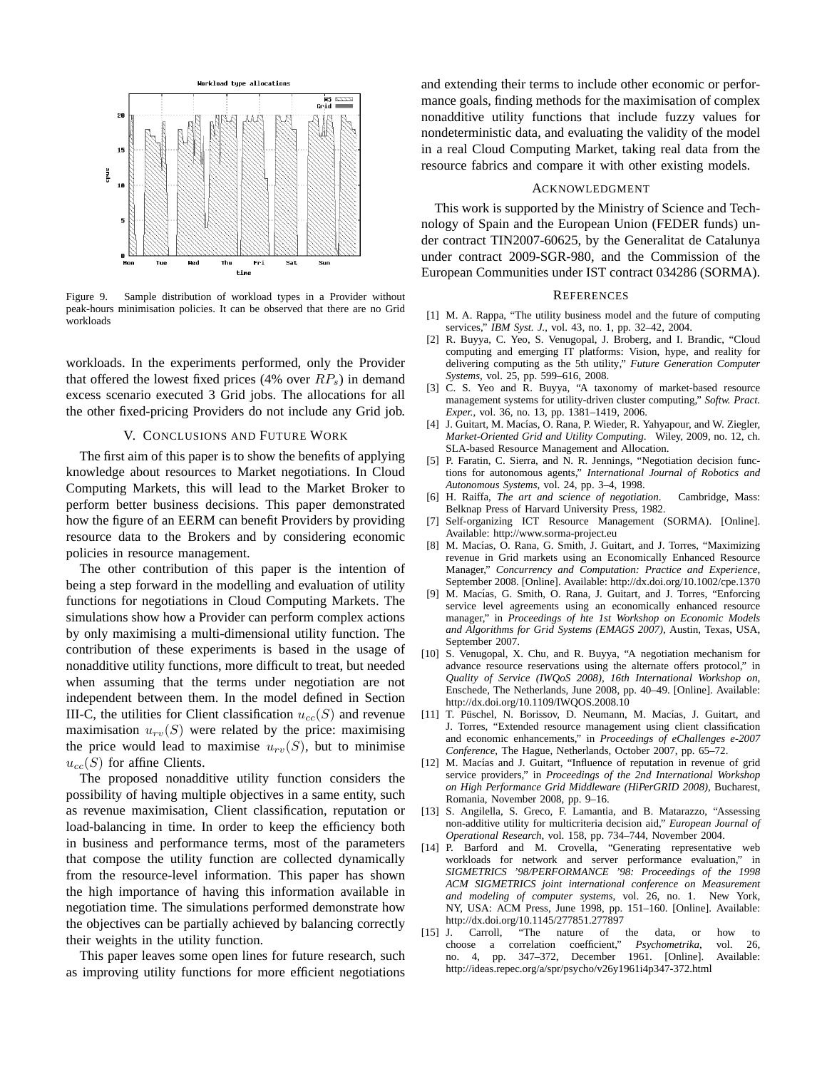Workload type allocations

WS
Grid

20
15
10
5
0

cpus

Mon Tue Wed Thu Fri Sat Sun

time

Figure 9. Sample distribution of workload types in a Provider without peak-hours minimisation policies. It can be observed that there are no Grid workloads

workloads. In the experiments performed, only the Provider that offered the lowest fixed prices (4% over $RP_s$) in demand excess scenario executed 3 Grid jobs. The allocations for all the other fixed-pricing Providers do not include any Grid job.

## V. Conclusions and Future Work

The first aim of this paper is to show the benefits of applying knowledge about resources to Market negotiations. In Cloud Computing Markets, this will lead to the Market Broker to perform better business decisions. This paper demonstrated how the figure of an EERM can benefit Providers by providing resource data to the Brokers and by considering economic policies in resource management.

The other contribution of this paper is the intention of being a step forward in the modelling and evaluation of utility functions for negotiations in Cloud Computing Markets. The simulations show how a Provider can perform complex actions by only maximising a multi-dimensional utility function. The contribution of these experiments is based in the usage of nonadditive utility functions, more difficult to treat, but needed when assuming that the terms under negotiation are not independent between them. In the model defined in Section III-C, the utilities for Client classification $u_{cc}(S)$ and revenue maximisation $u_{rv}(S)$ were related by the price: maximising the price would lead to maximise $u_{rv}(S)$, but to minimise $u_{cc}(S)$ for affine Clients.

The proposed nonadditive utility function considers the possibility of having multiple objectives in a same entity, such as revenue maximisation, Client classification, reputation or load-balancing in time. In order to keep the efficiency both in business and performance terms, most of the parameters that compose the utility function are collected dynamically from the resource-level information. This paper has shown the high importance of having this information available in negotiation time. The simulations performed demonstrate how the objectives can be partially achieved by balancing correctly their weights in the utility function.

This paper leaves some open lines for future research, such as improving utility functions for more efficient negotiations and extending their terms to include other economic or performance goals, finding methods for the maximisation of complex nonadditive utility functions that include fuzzy values for nondeterministic data, and evaluating the validity of the model in a real Cloud Computing Market, taking real data from the resource fabrics and compare it with other existing models.

## Acknowledgment

This work is supported by the Ministry of Science and Technology of Spain and the European Union (FEDER funds) under contract TIN2007-60625, by the Generalitat de Catalunya under contract 2009-SGR-980, and the Commission of the European Communities under IST contract 034286 (SORMA).

## References

[1] M. A. Rappa, "The utility business model and the future of computing services," *IBM Syst. J.*, vol. 43, no. 1, pp. 32–42, 2004.

[2] R. Buyya, C. Yeo, S. Venugopal, J. Broberg, and I. Brandic, "Cloud computing and emerging IT platforms: Vision, hype, and reality for delivering computing as the 5th utility," *Future Generation Computer Systems*, vol. 25, pp. 599–616, 2008.

[3] C. S. Yeo and R. Buyya, "A taxonomy of market-based resource management systems for utility-driven cluster computing," *Softw. Pract. Exper.*, vol. 36, no. 13, pp. 1381–1419, 2006.

[4] J. Guitart, M. Macías, O. Rana, P. Wieder, R. Yahyapour, and W. Ziegler, *Market-Oriented Grid and Utility Computing*. Wiley, 2009, no. 12, ch. SLA-based Resource Management and Allocation.

[5] P. Faratin, C. Sierra, and N. R. Jennings, "Negotiation decision functions for autonomous agents," *International Journal of Robotics and Autonomous Systems*, vol. 24, pp. 3–4, 1998.

[6] H. Raiffa, *The art and science of negotiation*. Cambridge, Mass: Belknap Press of Harvard University Press, 1982.

[7] Self-organizing ICT Resource Management (SORMA). [Online]. Available: http://www.sorma-project.eu

[8] M. Macías, O. Rana, G. Smith, J. Guitart, and J. Torres, "Maximizing revenue in Grid markets using an Economically Enhanced Resource Manager," *Concurrency and Computation: Practice and Experience*, September 2008. [Online]. Available: http://dx.doi.org/10.1002/cpe.1370

[9] M. Macías, G. Smith, O. Rana, J. Guitart, and J. Torres, "Enforcing service level agreements using an economically enhanced resource manager," in *Proceedings of hte 1st Workshop on Economic Models and Algorithms for Grid Systems (EMAGS 2007)*, Austin, Texas, USA, September 2007.

[10] S. Venugopal, X. Chu, and R. Buyya, "A negotiation mechanism for advance resource reservations using the alternate offers protocol," in *Quality of Service (IWQoS 2008), 16th International Workshop on*, Enschede, The Netherlands, June 2008, pp. 40–49. [Online]. Available: http://dx.doi.org/10.1109/IWQOS.2008.10

[11] T. Püschel, N. Borissov, D. Neumann, M. Macías, J. Guitart, and J. Torres, "Extended resource management using client classification and economic enhancements," in *Proceedings of eChallenges e-2007 Conference*, The Hague, Netherlands, October 2007, pp. 65–72.

[12] M. Macías and J. Guitart, "Influence of reputation in revenue of grid service providers," in *Proceedings of the 2nd International Workshop on High Performance Grid Middleware (HiPerGRID 2008)*, Bucharest, Romania, November 2008, pp. 9–16.

[13] S. Angilella, S. Greco, F. Lamantia, and B. Matarazzo, "Assessing non-additive utility for multicriteria decision aid," *European Journal of Operational Research*, vol. 158, pp. 734–744, November 2004.

[14] P. Barford and M. Crovella, "Generating representative web workloads for network and server performance evaluation," in *SIGMETRICS '98/PERFORMANCE '98: Proceedings of the 1998 ACM SIGMETRICS joint international conference on Measurement and modeling of computer systems*, vol. 26, no. 1. New York, NY, USA: ACM Press, June 1998, pp. 151–160. [Online]. Available: http://dx.doi.org/10.1145/277851.277897

[15] J. Carroll, "The nature of the data, or how to choose a correlation coefficient," *Psychometrika*, vol. 26, no. 4, pp. 347–372, December 1961. [Online]. Available: http://ideas.repec.org/a/spr/psycho/v26y1961i4p347-372.html